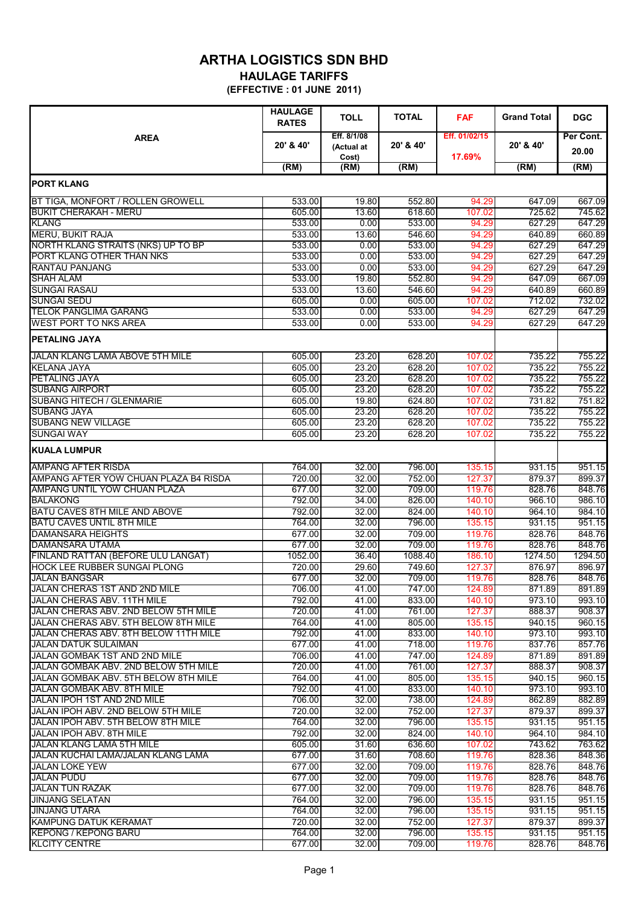# ARTHA LOGISTICS SDN BHD

## HAULAGE TARIFFS

### (EFFECTIVE : 01 JUNE 2011)

| AREA | HAULAGE RATES | TOLL | TOTAL | FAF | Grand Total | DGC |
|---|---|---|---|---|---|---|
| | 20' & 40' | Eff. 8/1/08 (Actual at Cost) | 20' & 40' | Eff. 01/02/15 17.69% | 20' & 40' | Per Cont. 20.00 |
| | (RM) | (RM) | (RM) | | (RM) | (RM) |
| **PORT KLANG** | | | | | | |
| BT TIGA, MONFORT / ROLLEN GROWELL | 533.00 | 19.80 | 552.80 | 94.29 | 647.09 | 667.09 |
| BUKIT CHERAKAH - MERU | 605.00 | 13.60 | 618.60 | 107.02 | 725.62 | 745.62 |
| KLANG | 533.00 | 0.00 | 533.00 | 94.29 | 627.29 | 647.29 |
| MERU, BUKIT RAJA | 533.00 | 13.60 | 546.60 | 94.29 | 640.89 | 660.89 |
| NORTH KLANG STRAITS (NKS) UP TO BP | 533.00 | 0.00 | 533.00 | 94.29 | 627.29 | 647.29 |
| PORT KLANG OTHER THAN NKS | 533.00 | 0.00 | 533.00 | 94.29 | 627.29 | 647.29 |
| RANTAU PANJANG | 533.00 | 0.00 | 533.00 | 94.29 | 627.29 | 647.29 |
| SHAH ALAM | 533.00 | 19.80 | 552.80 | 94.29 | 647.09 | 667.09 |
| SUNGAI RASAU | 533.00 | 13.60 | 546.60 | 94.29 | 640.89 | 660.89 |
| SUNGAI SEDU | 605.00 | 0.00 | 605.00 | 107.02 | 712.02 | 732.02 |
| TELOK PANGLIMA GARANG | 533.00 | 0.00 | 533.00 | 94.29 | 627.29 | 647.29 |
| WEST PORT TO NKS AREA | 533.00 | 0.00 | 533.00 | 94.29 | 627.29 | 647.29 |
| **PETALING JAYA** | | | | | | |
| JALAN KLANG LAMA ABOVE 5TH MILE | 605.00 | 23.20 | 628.20 | 107.02 | 735.22 | 755.22 |
| KELANA JAYA | 605.00 | 23.20 | 628.20 | 107.02 | 735.22 | 755.22 |
| PETALING JAYA | 605.00 | 23.20 | 628.20 | 107.02 | 735.22 | 755.22 |
| SUBANG AIRPORT | 605.00 | 23.20 | 628.20 | 107.02 | 735.22 | 755.22 |
| SUBANG HITECH / GLENMARIE | 605.00 | 19.80 | 624.80 | 107.02 | 731.82 | 751.82 |
| SUBANG JAYA | 605.00 | 23.20 | 628.20 | 107.02 | 735.22 | 755.22 |
| SUBANG NEW VILLAGE | 605.00 | 23.20 | 628.20 | 107.02 | 735.22 | 755.22 |
| SUNGAI WAY | 605.00 | 23.20 | 628.20 | 107.02 | 735.22 | 755.22 |
| **KUALA LUMPUR** | | | | | | |
| AMPANG AFTER RISDA | 764.00 | 32.00 | 796.00 | 135.15 | 931.15 | 951.15 |
| AMPANG AFTER YOW CHUAN PLAZA B4 RISDA | 720.00 | 32.00 | 752.00 | 127.37 | 879.37 | 899.37 |
| AMPANG UNTIL YOW CHUAN PLAZA | 677.00 | 32.00 | 709.00 | 119.76 | 828.76 | 848.76 |
| BALAKONG | 792.00 | 34.00 | 826.00 | 140.10 | 966.10 | 986.10 |
| BATU CAVES 8TH MILE AND ABOVE | 792.00 | 32.00 | 824.00 | 140.10 | 964.10 | 984.10 |
| BATU CAVES UNTIL 8TH MILE | 764.00 | 32.00 | 796.00 | 135.15 | 931.15 | 951.15 |
| DAMANSARA HEIGHTS | 677.00 | 32.00 | 709.00 | 119.76 | 828.76 | 848.76 |
| DAMANSARA UTAMA | 677.00 | 32.00 | 709.00 | 119.76 | 828.76 | 848.76 |
| FINLAND RATTAN (BEFORE ULU LANGAT) | 1052.00 | 36.40 | 1088.40 | 186.10 | 1274.50 | 1294.50 |
| HOCK LEE RUBBER SUNGAI PLONG | 720.00 | 29.60 | 749.60 | 127.37 | 876.97 | 896.97 |
| JALAN BANGSAR | 677.00 | 32.00 | 709.00 | 119.76 | 828.76 | 848.76 |
| JALAN CHERAS 1ST AND 2ND MILE | 706.00 | 41.00 | 747.00 | 124.89 | 871.89 | 891.89 |
| JALAN CHERAS ABV. 11TH MILE | 792.00 | 41.00 | 833.00 | 140.10 | 973.10 | 993.10 |
| JALAN CHERAS ABV. 2ND BELOW 5TH MILE | 720.00 | 41.00 | 761.00 | 127.37 | 888.37 | 908.37 |
| JALAN CHERAS ABV. 5TH BELOW 8TH MILE | 764.00 | 41.00 | 805.00 | 135.15 | 940.15 | 960.15 |
| JALAN CHERAS ABV. 8TH BELOW 11TH MILE | 792.00 | 41.00 | 833.00 | 140.10 | 973.10 | 993.10 |
| JALAN DATUK SULAIMAN | 677.00 | 41.00 | 718.00 | 119.76 | 837.76 | 857.76 |
| JALAN GOMBAK 1ST AND 2ND MILE | 706.00 | 41.00 | 747.00 | 124.89 | 871.89 | 891.89 |
| JALAN GOMBAK ABV. 2ND BELOW 5TH MILE | 720.00 | 41.00 | 761.00 | 127.37 | 888.37 | 908.37 |
| JALAN GOMBAK ABV. 5TH BELOW 8TH MILE | 764.00 | 41.00 | 805.00 | 135.15 | 940.15 | 960.15 |
| JALAN GOMBAK ABV. 8TH MILE | 792.00 | 41.00 | 833.00 | 140.10 | 973.10 | 993.10 |
| JALAN IPOH 1ST AND 2ND MILE | 706.00 | 32.00 | 738.00 | 124.89 | 862.89 | 882.89 |
| JALAN IPOH ABV. 2ND BELOW 5TH MILE | 720.00 | 32.00 | 752.00 | 127.37 | 879.37 | 899.37 |
| JALAN IPOH ABV. 5TH BELOW 8TH MILE | 764.00 | 32.00 | 796.00 | 135.15 | 931.15 | 951.15 |
| JALAN IPOH ABV. 8TH MILE | 792.00 | 32.00 | 824.00 | 140.10 | 964.10 | 984.10 |
| JALAN KLANG LAMA 5TH MILE | 605.00 | 31.60 | 636.60 | 107.02 | 743.62 | 763.62 |
| JALAN KUCHAI LAMA/JALAN KLANG LAMA | 677.00 | 31.60 | 708.60 | 119.76 | 828.36 | 848.36 |
| JALAN LOKE YEW | 677.00 | 32.00 | 709.00 | 119.76 | 828.76 | 848.76 |
| JALAN PUDU | 677.00 | 32.00 | 709.00 | 119.76 | 828.76 | 848.76 |
| JALAN TUN RAZAK | 677.00 | 32.00 | 709.00 | 119.76 | 828.76 | 848.76 |
| JINJANG SELATAN | 764.00 | 32.00 | 796.00 | 135.15 | 931.15 | 951.15 |
| JINJANG UTARA | 764.00 | 32.00 | 796.00 | 135.15 | 931.15 | 951.15 |
| KAMPUNG DATUK KERAMAT | 720.00 | 32.00 | 752.00 | 127.37 | 879.37 | 899.37 |
| KEPONG / KEPONG BARU | 764.00 | 32.00 | 796.00 | 135.15 | 931.15 | 951.15 |
| KLCITY CENTRE | 677.00 | 32.00 | 709.00 | 119.76 | 828.76 | 848.76 |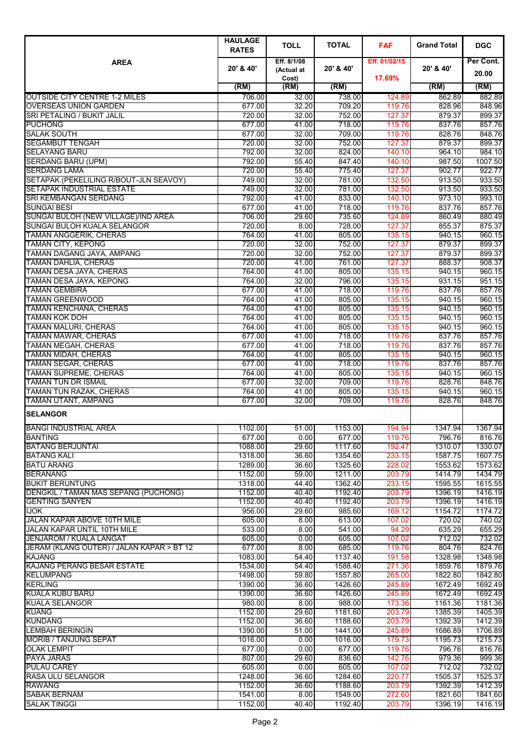| AREA | HAULAGE RATES | TOLL | TOTAL | FAF | Grand Total | DGC |
|---|---|---|---|---|---|---|
| | 20' & 40' | Eff. 8/1/08 (Actual at Cost) | 20' & 40' | Eff. 01/02/15 17.69% | 20' & 40' | Per Cont. 20.00 |
| | (RM) | (RM) | (RM) | | (RM) | (RM) |
| OUTSIDE CITY CENTRE 1-2 MILES | 706.00 | 32.00 | 738.00 | 124.89 | 862.89 | 882.89 |
| OVERSEAS UNION GARDEN | 677.00 | 32.20 | 709.20 | 119.76 | 828.96 | 848.96 |
| SRI PETALING / BUKIT JALIL | 720.00 | 32.00 | 752.00 | 127.37 | 879.37 | 899.37 |
| PUCHONG | 677.00 | 41.00 | 718.00 | 119.76 | 837.76 | 857.76 |
| SALAK SOUTH | 677.00 | 32.00 | 709.00 | 119.76 | 828.76 | 848.76 |
| SEGAMBUT TENGAH | 720.00 | 32.00 | 752.00 | 127.37 | 879.37 | 899.37 |
| SELAYANG BARU | 792.00 | 32.00 | 824.00 | 140.10 | 964.10 | 984.10 |
| SERDANG BARU (UPM) | 792.00 | 55.40 | 847.40 | 140.10 | 987.50 | 1007.50 |
| SERDANG LAMA | 720.00 | 55.40 | 775.40 | 127.37 | 902.77 | 922.77 |
| SETAPAK (PEKELILING R/BOUT-JLN SEAVOY) | 749.00 | 32.00 | 781.00 | 132.50 | 913.50 | 933.50 |
| SETAPAK INDUSTRIAL ESTATE | 749.00 | 32.00 | 781.00 | 132.50 | 913.50 | 933.50 |
| SRI KEMBANGAN SERDANG | 792.00 | 41.00 | 833.00 | 140.10 | 973.10 | 993.10 |
| SUNGAI BESI | 677.00 | 41.00 | 718.00 | 119.76 | 837.76 | 857.76 |
| SUNGAI BULOH (NEW VILLAGE)/IND AREA | 706.00 | 29.60 | 735.60 | 124.89 | 860.49 | 880.49 |
| SUNGAI BULOH KUALA SELANGOR | 720.00 | 8.00 | 728.00 | 127.37 | 855.37 | 875.37 |
| TAMAN ANGGERIK, CHERAS | 764.00 | 41.00 | 805.00 | 135.15 | 940.15 | 960.15 |
| TAMAN CITY, KEPONG | 720.00 | 32.00 | 752.00 | 127.37 | 879.37 | 899.37 |
| TAMAN DAGANG JAYA, AMPANG | 720.00 | 32.00 | 752.00 | 127.37 | 879.37 | 899.37 |
| TAMAN DAHLIA, CHERAS | 720.00 | 41.00 | 761.00 | 127.37 | 888.37 | 908.37 |
| TAMAN DESA JAYA, CHERAS | 764.00 | 41.00 | 805.00 | 135.15 | 940.15 | 960.15 |
| TAMAN DESA JAYA, KEPONG | 764.00 | 32.00 | 796.00 | 135.15 | 931.15 | 951.15 |
| TAMAN GEMBIRA | 677.00 | 41.00 | 718.00 | 119.76 | 837.76 | 857.76 |
| TAMAN GREENWOOD | 764.00 | 41.00 | 805.00 | 135.15 | 940.15 | 960.15 |
| TAMAN KENCHANA, CHERAS | 764.00 | 41.00 | 805.00 | 135.15 | 940.15 | 960.15 |
| TAMAN KOK DOH | 764.00 | 41.00 | 805.00 | 135.15 | 940.15 | 960.15 |
| TAMAN MALURI, CHERAS | 764.00 | 41.00 | 805.00 | 135.15 | 940.15 | 960.15 |
| TAMAN MAWAR, CHERAS | 677.00 | 41.00 | 718.00 | 119.76 | 837.76 | 857.76 |
| TAMAN MEGAH, CHERAS | 677.00 | 41.00 | 718.00 | 119.76 | 837.76 | 857.76 |
| TAMAN MIDAH, CHERAS | 764.00 | 41.00 | 805.00 | 135.15 | 940.15 | 960.15 |
| TAMAN SEGAR, CHERAS | 677.00 | 41.00 | 718.00 | 119.76 | 837.76 | 857.76 |
| TAMAN SUPREME, CHERAS | 764.00 | 41.00 | 805.00 | 135.15 | 940.15 | 960.15 |
| TAMAN TUN DR ISMAIL | 677.00 | 32.00 | 709.00 | 119.76 | 828.76 | 848.76 |
| TAMAN TUN RAZAK, CHERAS | 764.00 | 41.00 | 805.00 | 135.15 | 940.15 | 960.15 |
| TAMAN UTANT, AMPANG | 677.00 | 32.00 | 709.00 | 119.76 | 828.76 | 848.76 |
| **SELANGOR** | | | | | | |
| BANGI INDUSTRIAL AREA | 1102.00 | 51.00 | 1153.00 | 194.94 | 1347.94 | 1367.94 |
| BANTING | 677.00 | 0.00 | 677.00 | 119.76 | 796.76 | 816.76 |
| BATANG BERJUNTAI | 1088.00 | 29.60 | 1117.60 | 192.47 | 1310.07 | 1330.07 |
| BATANG KALI | 1318.00 | 36.60 | 1354.60 | 233.15 | 1587.75 | 1607.75 |
| BATU ARANG | 1289.00 | 36.60 | 1325.60 | 228.02 | 1553.62 | 1573.62 |
| BERANANG | 1152.00 | 59.00 | 1211.00 | 203.79 | 1414.79 | 1434.79 |
| BUKIT BERUNTUNG | 1318.00 | 44.40 | 1362.40 | 233.15 | 1595.55 | 1615.55 |
| DENGKIL / TAMAN MAS SEPANG (PUCHONG) | 1152.00 | 40.40 | 1192.40 | 203.79 | 1396.19 | 1416.19 |
| GENTING SANYEN | 1152.00 | 40.40 | 1192.40 | 203.79 | 1396.19 | 1416.19 |
| IJOK | 956.00 | 29.60 | 985.60 | 169.12 | 1154.72 | 1174.72 |
| JALAN KAPAR ABOVE 10TH MILE | 605.00 | 8.00 | 613.00 | 107.02 | 720.02 | 740.02 |
| JALAN KAPAR UNTIL 10TH MILE | 533.00 | 8.00 | 541.00 | 94.29 | 635.29 | 655.29 |
| JENJAROM / KUALA LANGAT | 605.00 | 0.00 | 605.00 | 107.02 | 712.02 | 732.02 |
| JERAM (KLANG OUTER) / JALAN KAPAR > BT 12 | 677.00 | 8.00 | 685.00 | 119.76 | 804.76 | 824.76 |
| KAJANG | 1083.00 | 54.40 | 1137.40 | 191.58 | 1328.98 | 1348.98 |
| KAJANG PERANG BESAR ESTATE | 1534.00 | 54.40 | 1588.40 | 271.36 | 1859.76 | 1879.76 |
| KELUMPANG | 1498.00 | 59.80 | 1557.80 | 265.00 | 1822.80 | 1842.80 |
| KERLING | 1390.00 | 36.60 | 1426.60 | 245.89 | 1672.49 | 1692.49 |
| KUALA KUBU BARU | 1390.00 | 36.60 | 1426.60 | 245.89 | 1672.49 | 1692.49 |
| KUALA SELANGOR | 980.00 | 8.00 | 988.00 | 173.36 | 1161.36 | 1181.36 |
| KUANG | 1152.00 | 29.60 | 1181.60 | 203.79 | 1385.39 | 1405.39 |
| KUNDANG | 1152.00 | 36.60 | 1188.60 | 203.79 | 1392.39 | 1412.39 |
| LEMBAH BERINGIN | 1390.00 | 51.00 | 1441.00 | 245.89 | 1686.89 | 1706.89 |
| MORIB / TANJUNG SEPAT | 1016.00 | 0.00 | 1016.00 | 179.73 | 1195.73 | 1215.73 |
| OLAK LEMPIT | 677.00 | 0.00 | 677.00 | 119.76 | 796.76 | 816.76 |
| PAYA JARAS | 807.00 | 29.60 | 836.60 | 142.76 | 979.36 | 999.36 |
| PULAU CAREY | 605.00 | 0.00 | 605.00 | 107.02 | 712.02 | 732.02 |
| RASA ULU SELANGOR | 1248.00 | 36.60 | 1284.60 | 220.77 | 1505.37 | 1525.37 |
| RAWANG | 1152.00 | 36.60 | 1188.60 | 203.79 | 1392.39 | 1412.39 |
| SABAK BERNAM | 1541.00 | 8.00 | 1549.00 | 272.60 | 1821.60 | 1841.60 |
| SALAK TINGGI | 1152.00 | 40.40 | 1192.40 | 203.79 | 1396.19 | 1416.19 |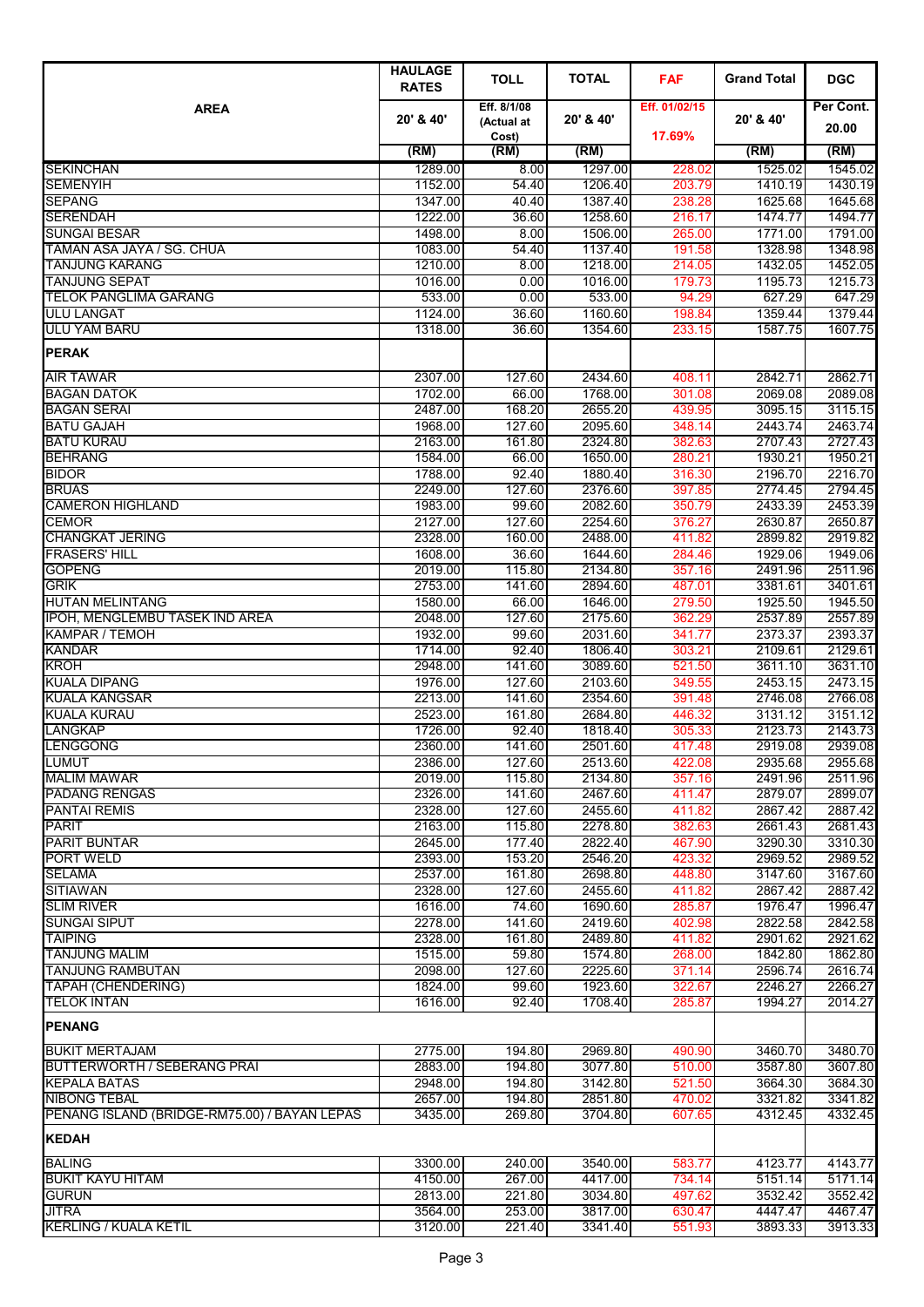| AREA | HAULAGE RATES | TOLL | TOTAL | FAF | Grand Total | DGC |
|---|---|---|---|---|---|---|
| | 20' & 40' | Eff. 8/1/08 (Actual at Cost) | 20' & 40' | Eff. 01/02/15 17.69% | 20' & 40' | Per Cont. 20.00 |
| | (RM) | (RM) | (RM) | | (RM) | (RM) |
| SEKINCHAN | 1289.00 | 8.00 | 1297.00 | 228.02 | 1525.02 | 1545.02 |
| SEMENYIH | 1152.00 | 54.40 | 1206.40 | 203.79 | 1410.19 | 1430.19 |
| SEPANG | 1347.00 | 40.40 | 1387.40 | 238.28 | 1625.68 | 1645.68 |
| SERENDAH | 1222.00 | 36.60 | 1258.60 | 216.17 | 1474.77 | 1494.77 |
| SUNGAI BESAR | 1498.00 | 8.00 | 1506.00 | 265.00 | 1771.00 | 1791.00 |
| TAMAN ASA JAYA / SG. CHUA | 1083.00 | 54.40 | 1137.40 | 191.58 | 1328.98 | 1348.98 |
| TANJUNG KARANG | 1210.00 | 8.00 | 1218.00 | 214.05 | 1432.05 | 1452.05 |
| TANJUNG SEPAT | 1016.00 | 0.00 | 1016.00 | 179.73 | 1195.73 | 1215.73 |
| TELOK PANGLIMA GARANG | 533.00 | 0.00 | 533.00 | 94.29 | 627.29 | 647.29 |
| ULU LANGAT | 1124.00 | 36.60 | 1160.60 | 198.84 | 1359.44 | 1379.44 |
| ULU YAM BARU | 1318.00 | 36.60 | 1354.60 | 233.15 | 1587.75 | 1607.75 |
| **PERAK** | | | | | | |
| AIR TAWAR | 2307.00 | 127.60 | 2434.60 | 408.11 | 2842.71 | 2862.71 |
| BAGAN DATOK | 1702.00 | 66.00 | 1768.00 | 301.08 | 2069.08 | 2089.08 |
| BAGAN SERAI | 2487.00 | 168.20 | 2655.20 | 439.95 | 3095.15 | 3115.15 |
| BATU GAJAH | 1968.00 | 127.60 | 2095.60 | 348.14 | 2443.74 | 2463.74 |
| BATU KURAU | 2163.00 | 161.80 | 2324.80 | 382.63 | 2707.43 | 2727.43 |
| BEHRANG | 1584.00 | 66.00 | 1650.00 | 280.21 | 1930.21 | 1950.21 |
| BIDOR | 1788.00 | 92.40 | 1880.40 | 316.30 | 2196.70 | 2216.70 |
| BRUAS | 2249.00 | 127.60 | 2376.60 | 397.85 | 2774.45 | 2794.45 |
| CAMERON HIGHLAND | 1983.00 | 99.60 | 2082.60 | 350.79 | 2433.39 | 2453.39 |
| CEMOR | 2127.00 | 127.60 | 2254.60 | 376.27 | 2630.87 | 2650.87 |
| CHANGKAT JERING | 2328.00 | 160.00 | 2488.00 | 411.82 | 2899.82 | 2919.82 |
| FRASERS' HILL | 1608.00 | 36.60 | 1644.60 | 284.46 | 1929.06 | 1949.06 |
| GOPENG | 2019.00 | 115.80 | 2134.80 | 357.16 | 2491.96 | 2511.96 |
| GRIK | 2753.00 | 141.60 | 2894.60 | 487.01 | 3381.61 | 3401.61 |
| HUTAN MELINTANG | 1580.00 | 66.00 | 1646.00 | 279.50 | 1925.50 | 1945.50 |
| IPOH, MENGLEMBU TASEK IND AREA | 2048.00 | 127.60 | 2175.60 | 362.29 | 2537.89 | 2557.89 |
| KAMPAR / TEMOH | 1932.00 | 99.60 | 2031.60 | 341.77 | 2373.37 | 2393.37 |
| KANDAR | 1714.00 | 92.40 | 1806.40 | 303.21 | 2109.61 | 2129.61 |
| KROH | 2948.00 | 141.60 | 3089.60 | 521.50 | 3611.10 | 3631.10 |
| KUALA DIPANG | 1976.00 | 127.60 | 2103.60 | 349.55 | 2453.15 | 2473.15 |
| KUALA KANGSAR | 2213.00 | 141.60 | 2354.60 | 391.48 | 2746.08 | 2766.08 |
| KUALA KURAU | 2523.00 | 161.80 | 2684.80 | 446.32 | 3131.12 | 3151.12 |
| LANGKAP | 1726.00 | 92.40 | 1818.40 | 305.33 | 2123.73 | 2143.73 |
| LENGGONG | 2360.00 | 141.60 | 2501.60 | 417.48 | 2919.08 | 2939.08 |
| LUMUT | 2386.00 | 127.60 | 2513.60 | 422.08 | 2935.68 | 2955.68 |
| MALIM MAWAR | 2019.00 | 115.80 | 2134.80 | 357.16 | 2491.96 | 2511.96 |
| PADANG RENGAS | 2326.00 | 141.60 | 2467.60 | 411.47 | 2879.07 | 2899.07 |
| PANTAI REMIS | 2328.00 | 127.60 | 2455.60 | 411.82 | 2867.42 | 2887.42 |
| PARIT | 2163.00 | 115.80 | 2278.80 | 382.63 | 2661.43 | 2681.43 |
| PARIT BUNTAR | 2645.00 | 177.40 | 2822.40 | 467.90 | 3290.30 | 3310.30 |
| PORT WELD | 2393.00 | 153.20 | 2546.20 | 423.32 | 2969.52 | 2989.52 |
| SELAMA | 2537.00 | 161.80 | 2698.80 | 448.80 | 3147.60 | 3167.60 |
| SITIAWAN | 2328.00 | 127.60 | 2455.60 | 411.82 | 2867.42 | 2887.42 |
| SLIM RIVER | 1616.00 | 74.60 | 1690.60 | 285.87 | 1976.47 | 1996.47 |
| SUNGAI SIPUT | 2278.00 | 141.60 | 2419.60 | 402.98 | 2822.58 | 2842.58 |
| TAIPING | 2328.00 | 161.80 | 2489.80 | 411.82 | 2901.62 | 2921.62 |
| TANJUNG MALIM | 1515.00 | 59.80 | 1574.80 | 268.00 | 1842.80 | 1862.80 |
| TANJUNG RAMBUTAN | 2098.00 | 127.60 | 2225.60 | 371.14 | 2596.74 | 2616.74 |
| TAPAH (CHENDERING) | 1824.00 | 99.60 | 1923.60 | 322.67 | 2246.27 | 2266.27 |
| TELOK INTAN | 1616.00 | 92.40 | 1708.40 | 285.87 | 1994.27 | 2014.27 |
| **PENANG** | | | | | | |
| BUKIT MERTAJAM | 2775.00 | 194.80 | 2969.80 | 490.90 | 3460.70 | 3480.70 |
| BUTTERWORTH / SEBERANG PRAI | 2883.00 | 194.80 | 3077.80 | 510.00 | 3587.80 | 3607.80 |
| KEPALA BATAS | 2948.00 | 194.80 | 3142.80 | 521.50 | 3664.30 | 3684.30 |
| NIBONG TEBAL | 2657.00 | 194.80 | 2851.80 | 470.02 | 3321.82 | 3341.82 |
| PENANG ISLAND (BRIDGE-RM75.00) / BAYAN LEPAS | 3435.00 | 269.80 | 3704.80 | 607.65 | 4312.45 | 4332.45 |
| **KEDAH** | | | | | | |
| BALING | 3300.00 | 240.00 | 3540.00 | 583.77 | 4123.77 | 4143.77 |
| BUKIT KAYU HITAM | 4150.00 | 267.00 | 4417.00 | 734.14 | 5151.14 | 5171.14 |
| GURUN | 2813.00 | 221.80 | 3034.80 | 497.62 | 3532.42 | 3552.42 |
| JITRA | 3564.00 | 253.00 | 3817.00 | 630.47 | 4447.47 | 4467.47 |
| KERLING / KUALA KETIL | 3120.00 | 221.40 | 3341.40 | 551.93 | 3893.33 | 3913.33 |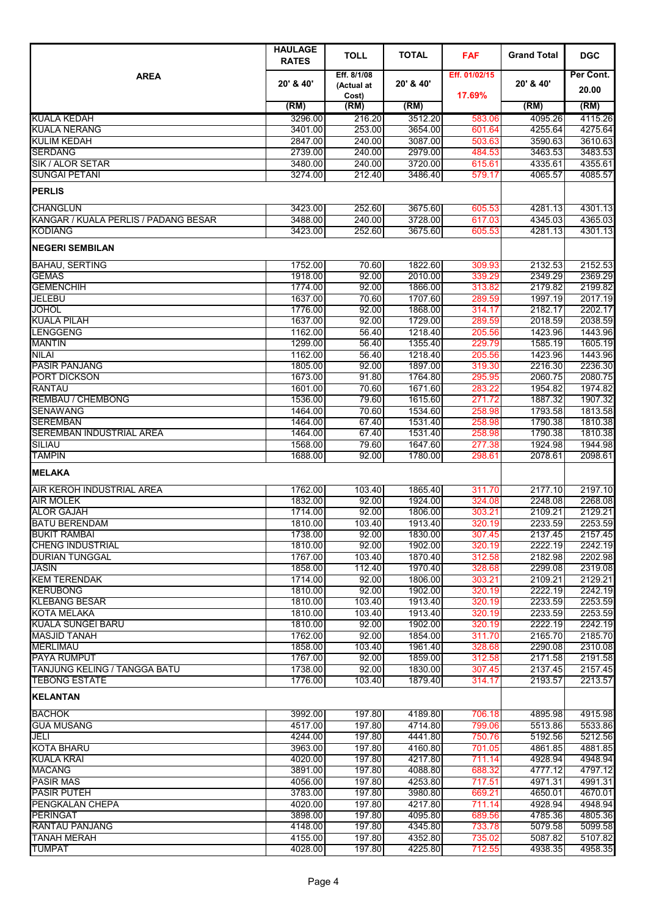| AREA | HAULAGE RATES | TOLL | TOTAL | FAF | Grand Total | DGC |
|---|---|---|---|---|---|---|
| | 20' & 40' | Eff. 8/1/08 (Actual at Cost) | 20' & 40' | Eff. 01/02/15 17.69% | 20' & 40' | Per Cont. 20.00 |
| | (RM) | (RM) | (RM) | | (RM) | (RM) |
| KUALA KEDAH | 3296.00 | 216.20 | 3512.20 | 583.06 | 4095.26 | 4115.26 |
| KUALA NERANG | 3401.00 | 253.00 | 3654.00 | 601.64 | 4255.64 | 4275.64 |
| KULIM KEDAH | 2847.00 | 240.00 | 3087.00 | 503.63 | 3590.63 | 3610.63 |
| SERDANG | 2739.00 | 240.00 | 2979.00 | 484.53 | 3463.53 | 3483.53 |
| SIK / ALOR SETAR | 3480.00 | 240.00 | 3720.00 | 615.61 | 4335.61 | 4355.61 |
| SUNGAI PETANI | 3274.00 | 212.40 | 3486.40 | 579.17 | 4065.57 | 4085.57 |
| **PERLIS** | | | | | | |
| CHANGLUN | 3423.00 | 252.60 | 3675.60 | 605.53 | 4281.13 | 4301.13 |
| KANGAR / KUALA PERLIS / PADANG BESAR | 3488.00 | 240.00 | 3728.00 | 617.03 | 4345.03 | 4365.03 |
| KODIANG | 3423.00 | 252.60 | 3675.60 | 605.53 | 4281.13 | 4301.13 |
| **NEGERI SEMBILAN** | | | | | | |
| BAHAU, SERTING | 1752.00 | 70.60 | 1822.60 | 309.93 | 2132.53 | 2152.53 |
| GEMAS | 1918.00 | 92.00 | 2010.00 | 339.29 | 2349.29 | 2369.29 |
| GEMENCHIH | 1774.00 | 92.00 | 1866.00 | 313.82 | 2179.82 | 2199.82 |
| JELEBU | 1637.00 | 70.60 | 1707.60 | 289.59 | 1997.19 | 2017.19 |
| JOHOL | 1776.00 | 92.00 | 1868.00 | 314.17 | 2182.17 | 2202.17 |
| KUALA PILAH | 1637.00 | 92.00 | 1729.00 | 289.59 | 2018.59 | 2038.59 |
| LENGGENG | 1162.00 | 56.40 | 1218.40 | 205.56 | 1423.96 | 1443.96 |
| MANTIN | 1299.00 | 56.40 | 1355.40 | 229.79 | 1585.19 | 1605.19 |
| NILAI | 1162.00 | 56.40 | 1218.40 | 205.56 | 1423.96 | 1443.96 |
| PASIR PANJANG | 1805.00 | 92.00 | 1897.00 | 319.30 | 2216.30 | 2236.30 |
| PORT DICKSON | 1673.00 | 91.80 | 1764.80 | 295.95 | 2060.75 | 2080.75 |
| RANTAU | 1601.00 | 70.60 | 1671.60 | 283.22 | 1954.82 | 1974.82 |
| REMBAU / CHEMBONG | 1536.00 | 79.60 | 1615.60 | 271.72 | 1887.32 | 1907.32 |
| SENAWANG | 1464.00 | 70.60 | 1534.60 | 258.98 | 1793.58 | 1813.58 |
| SEREMBAN | 1464.00 | 67.40 | 1531.40 | 258.98 | 1790.38 | 1810.38 |
| SEREMBAN INDUSTRIAL AREA | 1464.00 | 67.40 | 1531.40 | 258.98 | 1790.38 | 1810.38 |
| SILIAU | 1568.00 | 79.60 | 1647.60 | 277.38 | 1924.98 | 1944.98 |
| TAMPIN | 1688.00 | 92.00 | 1780.00 | 298.61 | 2078.61 | 2098.61 |
| **MELAKA** | | | | | | |
| AIR KEROH INDUSTRIAL AREA | 1762.00 | 103.40 | 1865.40 | 311.70 | 2177.10 | 2197.10 |
| AIR MOLEK | 1832.00 | 92.00 | 1924.00 | 324.08 | 2248.08 | 2268.08 |
| ALOR GAJAH | 1714.00 | 92.00 | 1806.00 | 303.21 | 2109.21 | 2129.21 |
| BATU BERENDAM | 1810.00 | 103.40 | 1913.40 | 320.19 | 2233.59 | 2253.59 |
| BUKIT RAMBAI | 1738.00 | 92.00 | 1830.00 | 307.45 | 2137.45 | 2157.45 |
| CHENG INDUSTRIAL | 1810.00 | 92.00 | 1902.00 | 320.19 | 2222.19 | 2242.19 |
| DURIAN TUNGGAL | 1767.00 | 103.40 | 1870.40 | 312.58 | 2182.98 | 2202.98 |
| JASIN | 1858.00 | 112.40 | 1970.40 | 328.68 | 2299.08 | 2319.08 |
| KEM TERENDAK | 1714.00 | 92.00 | 1806.00 | 303.21 | 2109.21 | 2129.21 |
| KERUBONG | 1810.00 | 92.00 | 1902.00 | 320.19 | 2222.19 | 2242.19 |
| KLEBANG BESAR | 1810.00 | 103.40 | 1913.40 | 320.19 | 2233.59 | 2253.59 |
| KOTA MELAKA | 1810.00 | 103.40 | 1913.40 | 320.19 | 2233.59 | 2253.59 |
| KUALA SUNGEI BARU | 1810.00 | 92.00 | 1902.00 | 320.19 | 2222.19 | 2242.19 |
| MASJID TANAH | 1762.00 | 92.00 | 1854.00 | 311.70 | 2165.70 | 2185.70 |
| MERLIMAU | 1858.00 | 103.40 | 1961.40 | 328.68 | 2290.08 | 2310.08 |
| PAYA RUMPUT | 1767.00 | 92.00 | 1859.00 | 312.58 | 2171.58 | 2191.58 |
| TANJUNG KELING / TANGGA BATU | 1738.00 | 92.00 | 1830.00 | 307.45 | 2137.45 | 2157.45 |
| TEBONG ESTATE | 1776.00 | 103.40 | 1879.40 | 314.17 | 2193.57 | 2213.57 |
| **KELANTAN** | | | | | | |
| BACHOK | 3992.00 | 197.80 | 4189.80 | 706.18 | 4895.98 | 4915.98 |
| GUA MUSANG | 4517.00 | 197.80 | 4714.80 | 799.06 | 5513.86 | 5533.86 |
| JELI | 4244.00 | 197.80 | 4441.80 | 750.76 | 5192.56 | 5212.56 |
| KOTA BHARU | 3963.00 | 197.80 | 4160.80 | 701.05 | 4861.85 | 4881.85 |
| KUALA KRAI | 4020.00 | 197.80 | 4217.80 | 711.14 | 4928.94 | 4948.94 |
| MACANG | 3891.00 | 197.80 | 4088.80 | 688.32 | 4777.12 | 4797.12 |
| PASIR MAS | 4056.00 | 197.80 | 4253.80 | 717.51 | 4971.31 | 4991.31 |
| PASIR PUTEH | 3783.00 | 197.80 | 3980.80 | 669.21 | 4650.01 | 4670.01 |
| PENGKALAN CHEPA | 4020.00 | 197.80 | 4217.80 | 711.14 | 4928.94 | 4948.94 |
| PERINGAT | 3898.00 | 197.80 | 4095.80 | 689.56 | 4785.36 | 4805.36 |
| RANTAU PANJANG | 4148.00 | 197.80 | 4345.80 | 733.78 | 5079.58 | 5099.58 |
| TANAH MERAH | 4155.00 | 197.80 | 4352.80 | 735.02 | 5087.82 | 5107.82 |
| TUMPAT | 4028.00 | 197.80 | 4225.80 | 712.55 | 4938.35 | 4958.35 |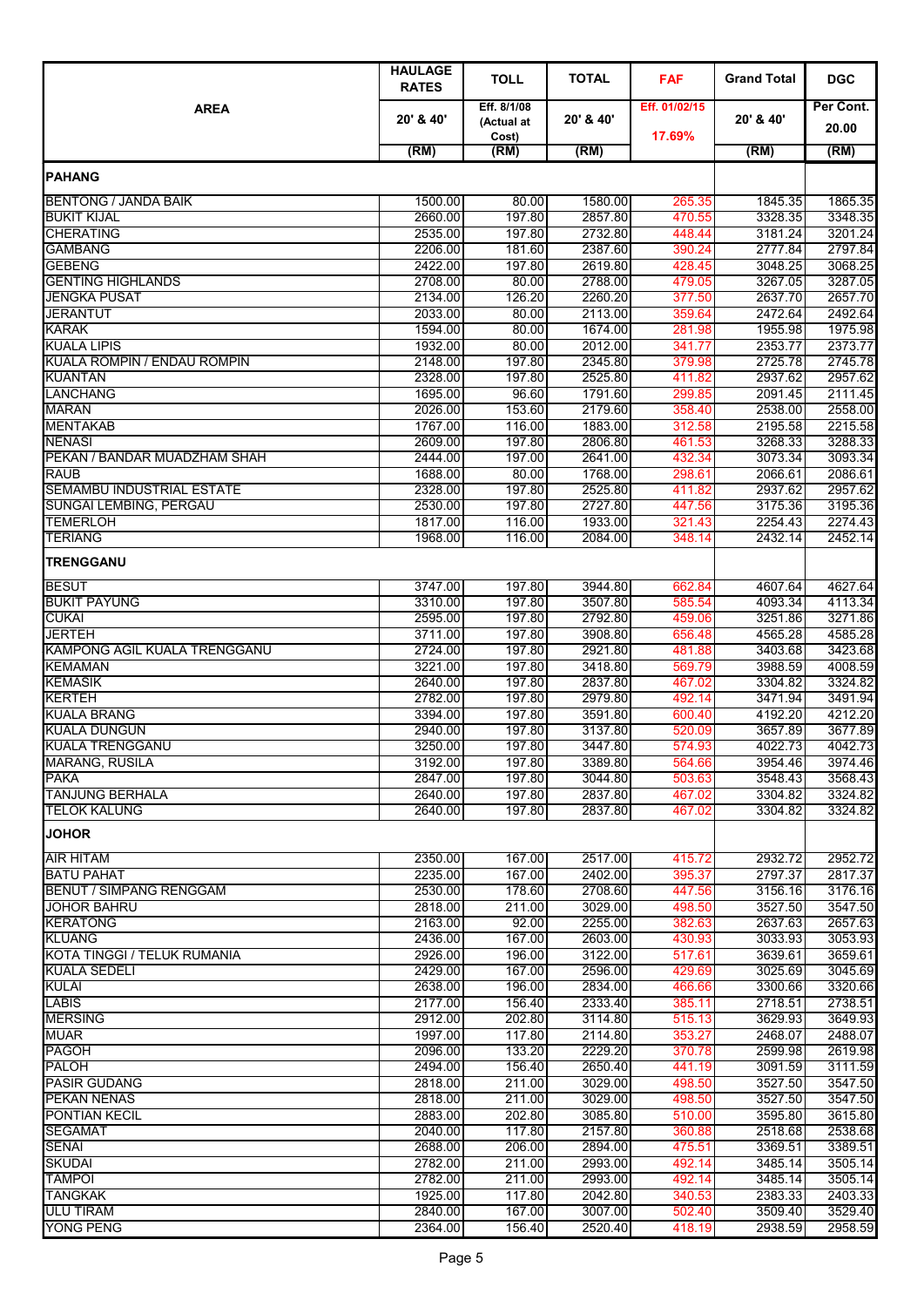| AREA | HAULAGE RATES | TOLL | TOTAL | FAF | Grand Total | DGC |
|---|---|---|---|---|---|---|
| | 20' & 40' | Eff. 8/1/08 (Actual at Cost) | 20' & 40' | Eff. 01/02/15 17.69% | 20' & 40' | Per Cont. 20.00 |
| | (RM) | (RM) | (RM) | | (RM) | (RM) |
| **PAHANG** | | | | | | |
| BENTONG / JANDA BAIK | 1500.00 | 80.00 | 1580.00 | 265.35 | 1845.35 | 1865.35 |
| BUKIT KIJAL | 2660.00 | 197.80 | 2857.80 | 470.55 | 3328.35 | 3348.35 |
| CHERATING | 2535.00 | 197.80 | 2732.80 | 448.44 | 3181.24 | 3201.24 |
| GAMBANG | 2206.00 | 181.60 | 2387.60 | 390.24 | 2777.84 | 2797.84 |
| GEBENG | 2422.00 | 197.80 | 2619.80 | 428.45 | 3048.25 | 3068.25 |
| GENTING HIGHLANDS | 2708.00 | 80.00 | 2788.00 | 479.05 | 3267.05 | 3287.05 |
| JENGKA PUSAT | 2134.00 | 126.20 | 2260.20 | 377.50 | 2637.70 | 2657.70 |
| JERANTUT | 2033.00 | 80.00 | 2113.00 | 359.64 | 2472.64 | 2492.64 |
| KARAK | 1594.00 | 80.00 | 1674.00 | 281.98 | 1955.98 | 1975.98 |
| KUALA LIPIS | 1932.00 | 80.00 | 2012.00 | 341.77 | 2353.77 | 2373.77 |
| KUALA ROMPIN / ENDAU ROMPIN | 2148.00 | 197.80 | 2345.80 | 379.98 | 2725.78 | 2745.78 |
| KUANTAN | 2328.00 | 197.80 | 2525.80 | 411.82 | 2937.62 | 2957.62 |
| LANCHANG | 1695.00 | 96.60 | 1791.60 | 299.85 | 2091.45 | 2111.45 |
| MARAN | 2026.00 | 153.60 | 2179.60 | 358.40 | 2538.00 | 2558.00 |
| MENTAKAB | 1767.00 | 116.00 | 1883.00 | 312.58 | 2195.58 | 2215.58 |
| NENASI | 2609.00 | 197.80 | 2806.80 | 461.53 | 3268.33 | 3288.33 |
| PEKAN / BANDAR MUADZHAM SHAH | 2444.00 | 197.00 | 2641.00 | 432.34 | 3073.34 | 3093.34 |
| RAUB | 1688.00 | 80.00 | 1768.00 | 298.61 | 2066.61 | 2086.61 |
| SEMAMBU INDUSTRIAL ESTATE | 2328.00 | 197.80 | 2525.80 | 411.82 | 2937.62 | 2957.62 |
| SUNGAI LEMBING, PERGAU | 2530.00 | 197.80 | 2727.80 | 447.56 | 3175.36 | 3195.36 |
| TEMERLOH | 1817.00 | 116.00 | 1933.00 | 321.43 | 2254.43 | 2274.43 |
| TERIANG | 1968.00 | 116.00 | 2084.00 | 348.14 | 2432.14 | 2452.14 |
| **TRENGGANU** | | | | | | |
| BESUT | 3747.00 | 197.80 | 3944.80 | 662.84 | 4607.64 | 4627.64 |
| BUKIT PAYUNG | 3310.00 | 197.80 | 3507.80 | 585.54 | 4093.34 | 4113.34 |
| CUKAI | 2595.00 | 197.80 | 2792.80 | 459.06 | 3251.86 | 3271.86 |
| JERTEH | 3711.00 | 197.80 | 3908.80 | 656.48 | 4565.28 | 4585.28 |
| KAMPONG AGIL KUALA TRENGGANU | 2724.00 | 197.80 | 2921.80 | 481.88 | 3403.68 | 3423.68 |
| KEMAMAN | 3221.00 | 197.80 | 3418.80 | 569.79 | 3988.59 | 4008.59 |
| KEMASIK | 2640.00 | 197.80 | 2837.80 | 467.02 | 3304.82 | 3324.82 |
| KERTEH | 2782.00 | 197.80 | 2979.80 | 492.14 | 3471.94 | 3491.94 |
| KUALA BRANG | 3394.00 | 197.80 | 3591.80 | 600.40 | 4192.20 | 4212.20 |
| KUALA DUNGUN | 2940.00 | 197.80 | 3137.80 | 520.09 | 3657.89 | 3677.89 |
| KUALA TRENGGANU | 3250.00 | 197.80 | 3447.80 | 574.93 | 4022.73 | 4042.73 |
| MARANG, RUSILA | 3192.00 | 197.80 | 3389.80 | 564.66 | 3954.46 | 3974.46 |
| PAKA | 2847.00 | 197.80 | 3044.80 | 503.63 | 3548.43 | 3568.43 |
| TANJUNG BERHALA | 2640.00 | 197.80 | 2837.80 | 467.02 | 3304.82 | 3324.82 |
| TELOK KALUNG | 2640.00 | 197.80 | 2837.80 | 467.02 | 3304.82 | 3324.82 |
| **JOHOR** | | | | | | |
| AIR HITAM | 2350.00 | 167.00 | 2517.00 | 415.72 | 2932.72 | 2952.72 |
| BATU PAHAT | 2235.00 | 167.00 | 2402.00 | 395.37 | 2797.37 | 2817.37 |
| BENUT / SIMPANG RENGGAM | 2530.00 | 178.60 | 2708.60 | 447.56 | 3156.16 | 3176.16 |
| JOHOR BAHRU | 2818.00 | 211.00 | 3029.00 | 498.50 | 3527.50 | 3547.50 |
| KERATONG | 2163.00 | 92.00 | 2255.00 | 382.63 | 2637.63 | 2657.63 |
| KLUANG | 2436.00 | 167.00 | 2603.00 | 430.93 | 3033.93 | 3053.93 |
| KOTA TINGGI / TELUK RUMANIA | 2926.00 | 196.00 | 3122.00 | 517.61 | 3639.61 | 3659.61 |
| KUALA SEDELI | 2429.00 | 167.00 | 2596.00 | 429.69 | 3025.69 | 3045.69 |
| KULAI | 2638.00 | 196.00 | 2834.00 | 466.66 | 3300.66 | 3320.66 |
| LABIS | 2177.00 | 156.40 | 2333.40 | 385.11 | 2718.51 | 2738.51 |
| MERSING | 2912.00 | 202.80 | 3114.80 | 515.13 | 3629.93 | 3649.93 |
| MUAR | 1997.00 | 117.80 | 2114.80 | 353.27 | 2468.07 | 2488.07 |
| PAGOH | 2096.00 | 133.20 | 2229.20 | 370.78 | 2599.98 | 2619.98 |
| PALOH | 2494.00 | 156.40 | 2650.40 | 441.19 | 3091.59 | 3111.59 |
| PASIR GUDANG | 2818.00 | 211.00 | 3029.00 | 498.50 | 3527.50 | 3547.50 |
| PEKAN NENAS | 2818.00 | 211.00 | 3029.00 | 498.50 | 3527.50 | 3547.50 |
| PONTIAN KECIL | 2883.00 | 202.80 | 3085.80 | 510.00 | 3595.80 | 3615.80 |
| SEGAMAT | 2040.00 | 117.80 | 2157.80 | 360.88 | 2518.68 | 2538.68 |
| SENAI | 2688.00 | 206.00 | 2894.00 | 475.51 | 3369.51 | 3389.51 |
| SKUDAI | 2782.00 | 211.00 | 2993.00 | 492.14 | 3485.14 | 3505.14 |
| TAMPOI | 2782.00 | 211.00 | 2993.00 | 492.14 | 3485.14 | 3505.14 |
| TANGKAK | 1925.00 | 117.80 | 2042.80 | 340.53 | 2383.33 | 2403.33 |
| ULU TIRAM | 2840.00 | 167.00 | 3007.00 | 502.40 | 3509.40 | 3529.40 |
| YONG PENG | 2364.00 | 156.40 | 2520.40 | 418.19 | 2938.59 | 2958.59 |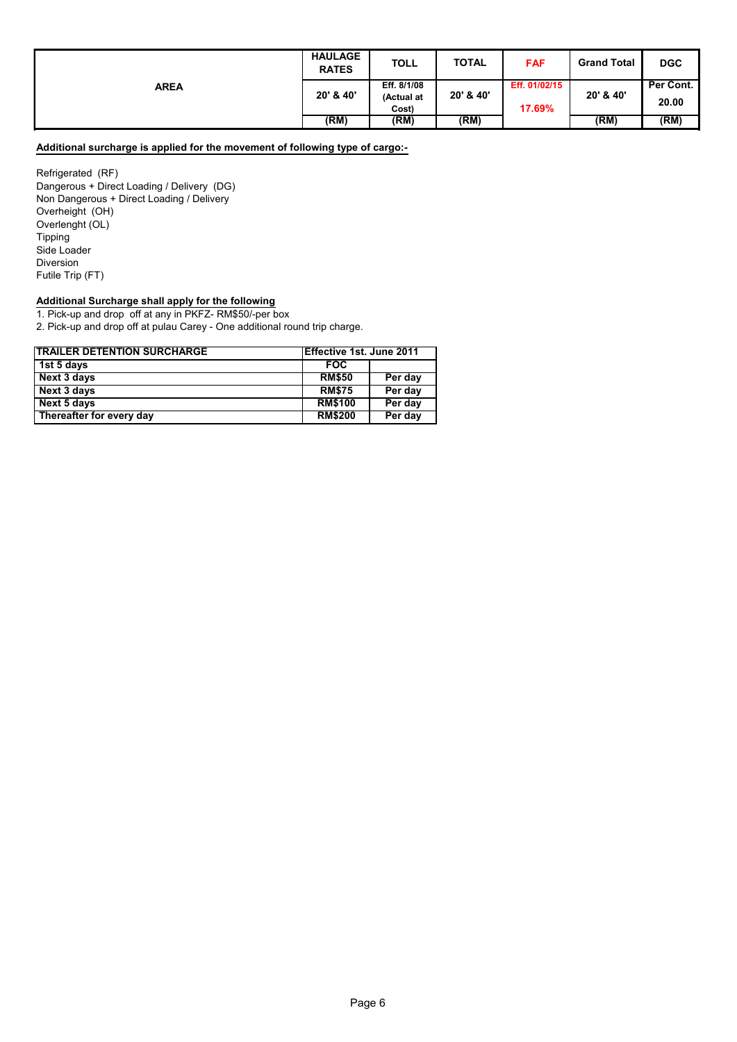| AREA | HAULAGE RATES | TOLL | TOTAL | FAF | Grand Total | DGC |
|---|---|---|---|---|---|---|
| | 20' & 40' | Eff. 8/1/08 (Actual at Cost) | 20' & 40' | Eff. 01/02/15 17.69% | 20' & 40' | Per Cont. 20.00 |
| | (RM) | (RM) | (RM) | | (RM) | (RM) |

**Additional surcharge is applied for the movement of following type of cargo:-**

Refrigerated (RF)
Dangerous + Direct Loading / Delivery (DG)
Non Dangerous + Direct Loading / Delivery
Overheight (OH)
Overlenght (OL)
Tipping
Side Loader
Diversion
Futile Trip (FT)

**Additional Surcharge shall apply for the following**

1. Pick-up and drop off at any in PKFZ- RM$50/-per box
2. Pick-up and drop off at pulau Carey - One additional round trip charge.

| TRAILER DETENTION SURCHARGE | Effective 1st. June 2011 | |
|---|---|---|
| 1st 5 days | FOC | |
| Next 3 days | RM$50 | Per day |
| Next 3 days | RM$75 | Per day |
| Next 5 days | RM$100 | Per day |
| Thereafter for every day | RM$200 | Per day |